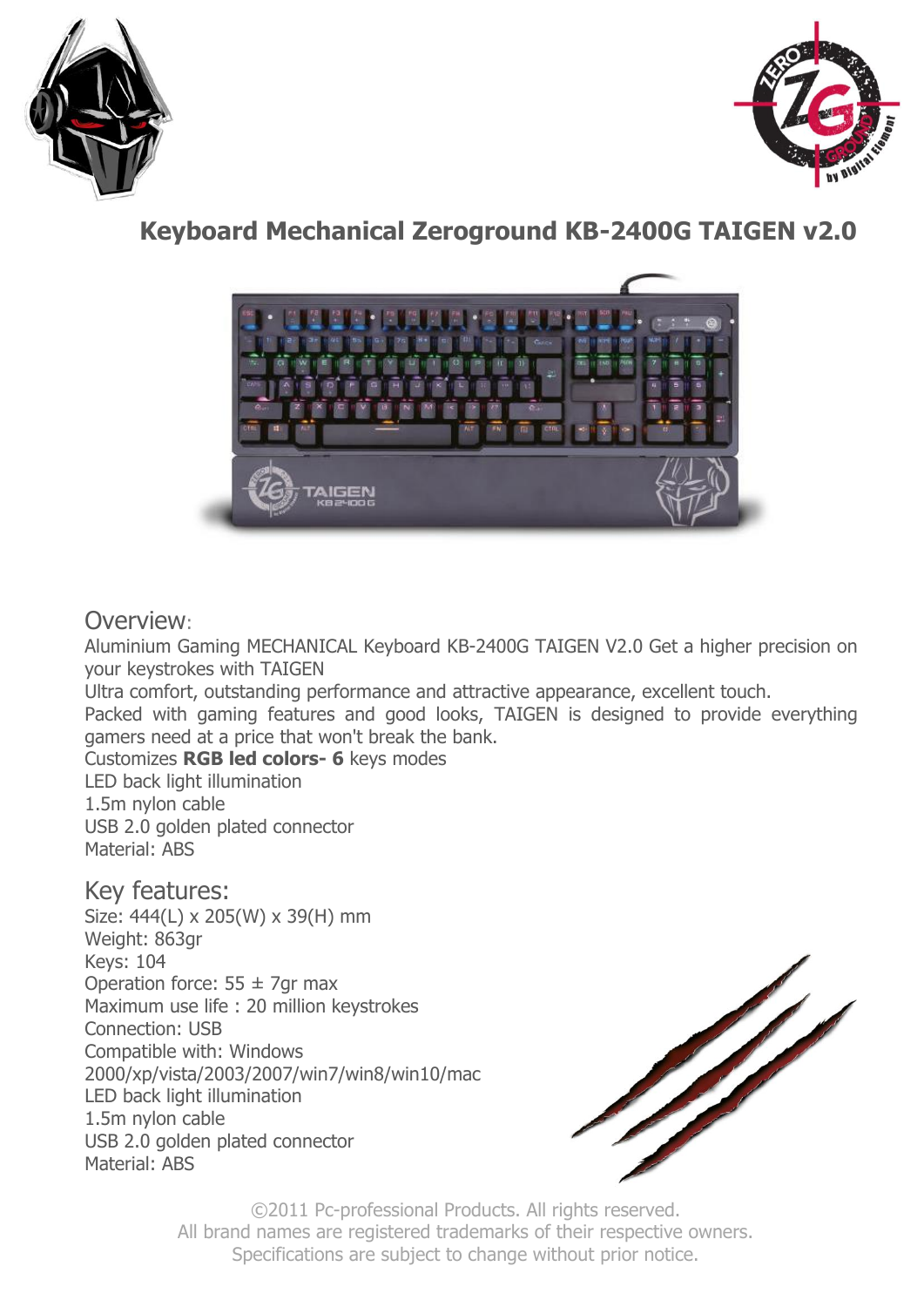# Keyboard Mechanical Zeroground KB-2400G TAIGEN v2.0

## Overview:

Aluminium Gaming MECHANICAL Keyboard KB-2400G TAIGEN V2.0 Get a higher precision on your keystrokes with TAIGEN

Ultra comfort, outstanding performance and attractive appearance, excellent touch.

Packed with gaming features and good looks, TAIGEN is designed to provide everything gamers need at a price that won't break the bank.

Customizes **RGB led colors- 6** keys modes

LED back light illumination

1.5m nylon cable

USB 2.0 golden plated connector

Material: ABS

## Key features:

Size: 444(L) x 205(W) x 39(H) mm

Weight: 863gr

Keys: 104

Operation force: 55 ± 7gr max

Maximum use life : 20 million keystrokes

Connection: USB

Compatible with: Windows 2000/xp/vista/2003/2007/win7/win8/win10/mac

LED back light illumination

1.5m nylon cable

USB 2.0 golden plated connector

Material: ABS

©2011 Pc-professional Products. All rights reserved.
All brand names are registered trademarks of their respective owners.
Specifications are subject to change without prior notice.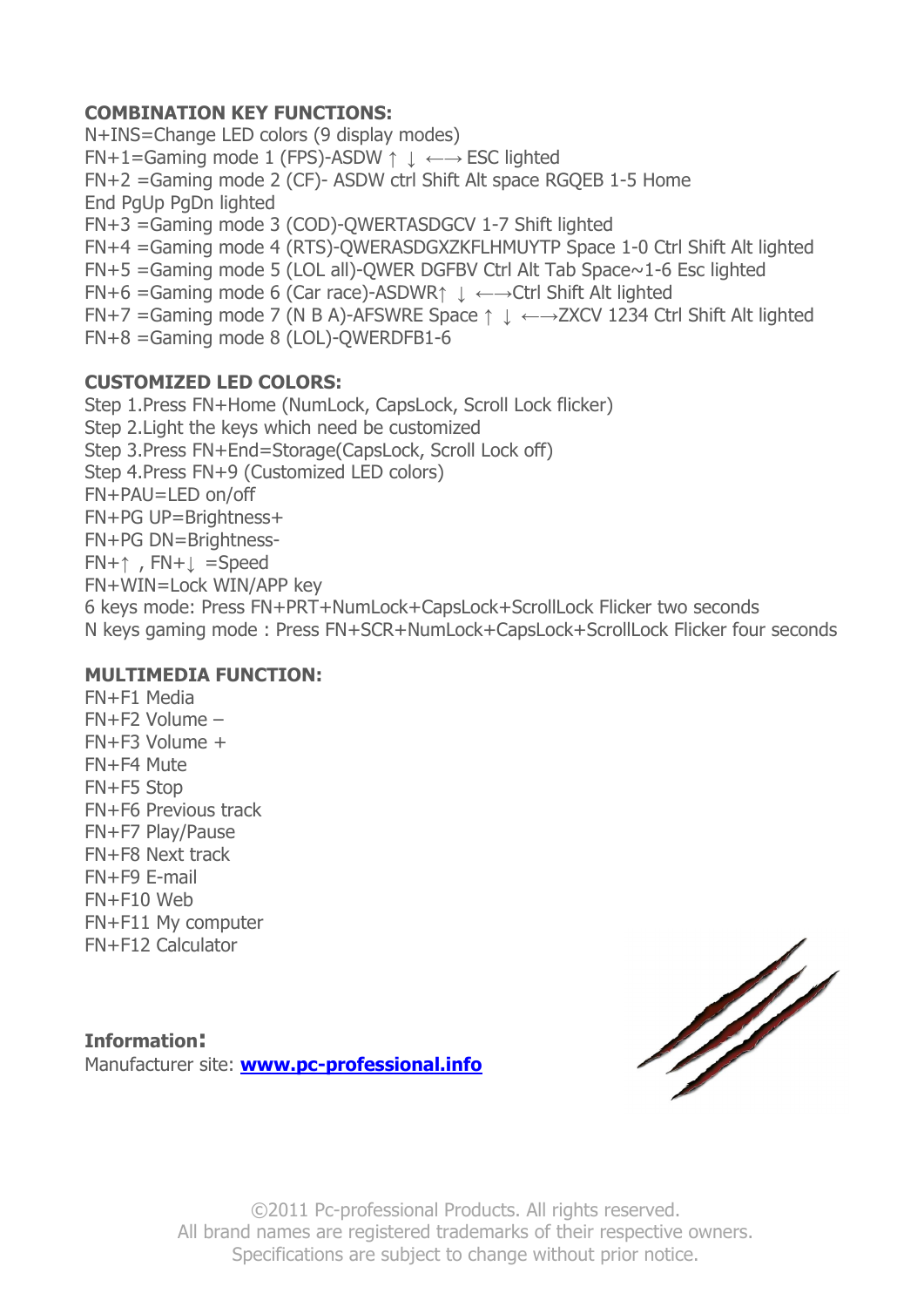**COMBINATION KEY FUNCTIONS:**

N+INS=Change LED colors (9 display modes)
FN+1=Gaming mode 1 (FPS)-ASDW ↑ ↓ ←→ ESC lighted
FN+2 =Gaming mode 2 (CF)- ASDW ctrl Shift Alt space RGQEB 1-5 Home End PgUp PgDn lighted
FN+3 =Gaming mode 3 (COD)-QWERTASDGCV 1-7 Shift lighted
FN+4 =Gaming mode 4 (RTS)-QWERASDGXZKFLHMUYTP Space 1-0 Ctrl Shift Alt lighted
FN+5 =Gaming mode 5 (LOL all)-QWER DGFBV Ctrl Alt Tab Space~1-6 Esc lighted
FN+6 =Gaming mode 6 (Car race)-ASDWR↑ ↓ ←→Ctrl Shift Alt lighted
FN+7 =Gaming mode 7 (N B A)-AFSWRE Space ↑ ↓ ←→ZXCV 1234 Ctrl Shift Alt lighted
FN+8 =Gaming mode 8 (LOL)-QWERDFB1-6

**CUSTOMIZED LED COLORS:**

Step 1.Press FN+Home (NumLock, CapsLock, Scroll Lock flicker)
Step 2.Light the keys which need be customized
Step 3.Press FN+End=Storage(CapsLock, Scroll Lock off)
Step 4.Press FN+9 (Customized LED colors)
FN+PAU=LED on/off
FN+PG UP=Brightness+
FN+PG DN=Brightness-
FN+↑ , FN+↓ =Speed
FN+WIN=Lock WIN/APP key
6 keys mode: Press FN+PRT+NumLock+CapsLock+ScrollLock Flicker two seconds
N keys gaming mode : Press FN+SCR+NumLock+CapsLock+ScrollLock Flicker four seconds

**MULTIMEDIA FUNCTION:**

FN+F1 Media
FN+F2 Volume –
FN+F3 Volume +
FN+F4 Mute
FN+F5 Stop
FN+F6 Previous track
FN+F7 Play/Pause
FN+F8 Next track
FN+F9 E-mail
FN+F10 Web
FN+F11 My computer
FN+F12 Calculator

**Information:**
Manufacturer site: **[www.pc-professional.info](http://www.pc-professional.info)**

©2011 Pc-professional Products. All rights reserved.
All brand names are registered trademarks of their respective owners.
Specifications are subject to change without prior notice.